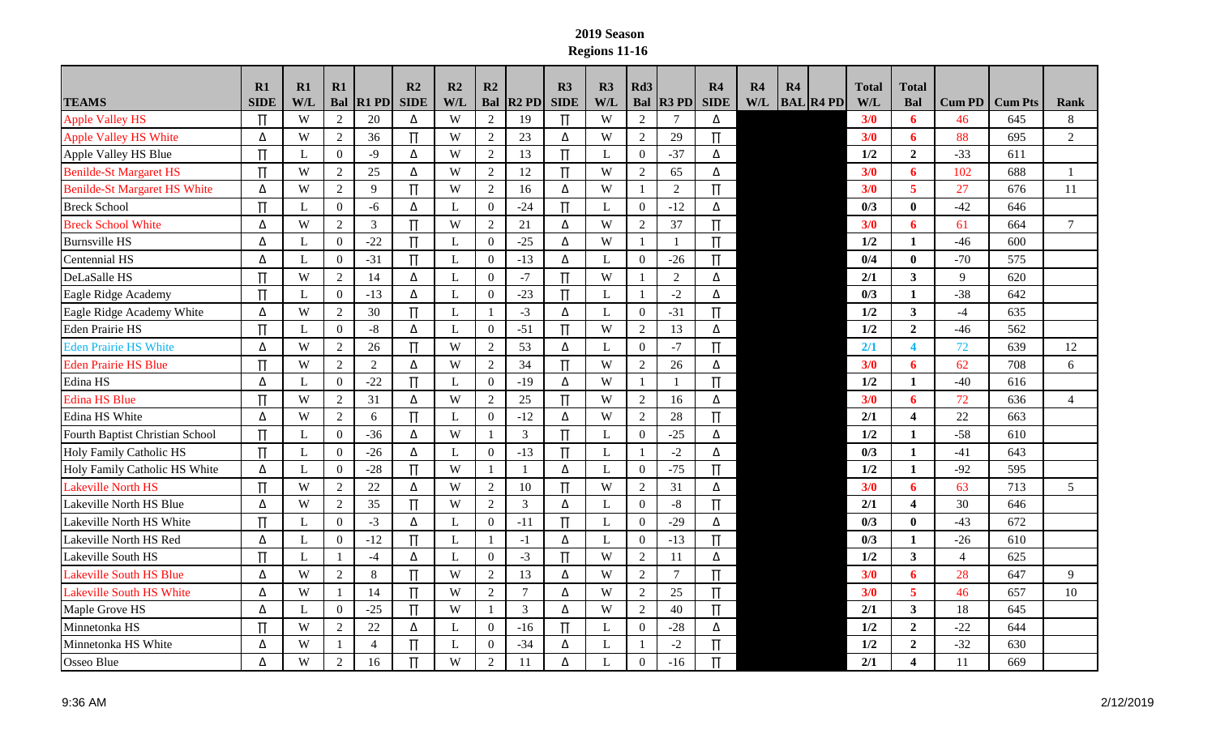**2019 Season**
**Regions 11-16**

| TEAMS | R1 SIDE | R1 W/L | R1 Bal | R1 PD | R2 SIDE | R2 W/L | R2 Bal | R2 PD | R3 SIDE | R3 W/L | Rd3 Bal | R3 PD | R4 SIDE | R4 W/L | R4 BAL | R4 PD | Total W/L | Total Bal | Cum PD | Cum Pts | Rank |
|---|---|---|---|---|---|---|---|---|---|---|---|---|---|---|---|---|---|---|---|---|---|
| Apple Valley HS | ∏ | W | 2 | 20 | Δ | W | 2 | 19 | ∏ | W | 2 | 7 | Δ | | | | **3/0** | **6** | 46 | 645 | 8 |
| Apple Valley HS White | Δ | W | 2 | 36 | ∏ | W | 2 | 23 | Δ | W | 2 | 29 | ∏ | | | | **3/0** | **6** | 88 | 695 | 2 |
| Apple Valley HS Blue | ∏ | L | 0 | -9 | Δ | W | 2 | 13 | ∏ | L | 0 | -37 | Δ | | | | **1/2** | **2** | -33 | 611 | |
| Benilde-St Margaret HS | ∏ | W | 2 | 25 | Δ | W | 2 | 12 | ∏ | W | 2 | 65 | Δ | | | | **3/0** | **6** | 102 | 688 | 1 |
| Benilde-St Margaret HS White | Δ | W | 2 | 9 | ∏ | W | 2 | 16 | Δ | W | 1 | 2 | ∏ | | | | **3/0** | **5** | 27 | 676 | 11 |
| Breck School | ∏ | L | 0 | -6 | Δ | L | 0 | -24 | ∏ | L | 0 | -12 | Δ | | | | **0/3** | **0** | -42 | 646 | |
| Breck School White | Δ | W | 2 | 3 | ∏ | W | 2 | 21 | Δ | W | 2 | 37 | ∏ | | | | **3/0** | **6** | 61 | 664 | 7 |
| Burnsville HS | Δ | L | 0 | -22 | ∏ | L | 0 | -25 | Δ | W | 1 | 1 | ∏ | | | | **1/2** | **1** | -46 | 600 | |
| Centennial HS | Δ | L | 0 | -31 | ∏ | L | 0 | -13 | Δ | L | 0 | -26 | ∏ | | | | **0/4** | **0** | -70 | 575 | |
| DeLaSalle HS | ∏ | W | 2 | 14 | Δ | L | 0 | -7 | ∏ | W | 1 | 2 | Δ | | | | **2/1** | **3** | 9 | 620 | |
| Eagle Ridge Academy | ∏ | L | 0 | -13 | Δ | L | 0 | -23 | ∏ | L | 1 | -2 | Δ | | | | **0/3** | **1** | -38 | 642 | |
| Eagle Ridge Academy White | Δ | W | 2 | 30 | ∏ | L | 1 | -3 | Δ | L | 0 | -31 | ∏ | | | | **1/2** | **3** | -4 | 635 | |
| Eden Prairie HS | ∏ | L | 0 | -8 | Δ | L | 0 | -51 | ∏ | W | 2 | 13 | Δ | | | | **1/2** | **2** | -46 | 562 | |
| Eden Prairie HS White | Δ | W | 2 | 26 | ∏ | W | 2 | 53 | Δ | L | 0 | -7 | ∏ | | | | **2/1** | **4** | 72 | 639 | 12 |
| Eden Prairie HS Blue | ∏ | W | 2 | 2 | Δ | W | 2 | 34 | ∏ | W | 2 | 26 | Δ | | | | **3/0** | **6** | 62 | 708 | 6 |
| Edina HS | Δ | L | 0 | -22 | ∏ | L | 0 | -19 | Δ | W | 1 | 1 | ∏ | | | | **1/2** | **1** | -40 | 616 | |
| Edina HS Blue | ∏ | W | 2 | 31 | Δ | W | 2 | 25 | ∏ | W | 2 | 16 | Δ | | | | **3/0** | **6** | 72 | 636 | 4 |
| Edina HS White | Δ | W | 2 | 6 | ∏ | L | 0 | -12 | Δ | W | 2 | 28 | ∏ | | | | **2/1** | **4** | 22 | 663 | |
| Fourth Baptist Christian School | ∏ | L | 0 | -36 | Δ | W | 1 | 3 | ∏ | L | 0 | -25 | Δ | | | | **1/2** | **1** | -58 | 610 | |
| Holy Family Catholic HS | ∏ | L | 0 | -26 | Δ | L | 0 | -13 | ∏ | L | 1 | -2 | Δ | | | | **0/3** | **1** | -41 | 643 | |
| Holy Family Catholic HS White | Δ | L | 0 | -28 | ∏ | W | 1 | 1 | Δ | L | 0 | -75 | ∏ | | | | **1/2** | **1** | -92 | 595 | |
| Lakeville North HS | ∏ | W | 2 | 22 | Δ | W | 2 | 10 | ∏ | W | 2 | 31 | Δ | | | | **3/0** | **6** | 63 | 713 | 5 |
| Lakeville North HS Blue | Δ | W | 2 | 35 | ∏ | W | 2 | 3 | Δ | L | 0 | -8 | ∏ | | | | **2/1** | **4** | 30 | 646 | |
| Lakeville North HS White | ∏ | L | 0 | -3 | Δ | L | 0 | -11 | ∏ | L | 0 | -29 | Δ | | | | **0/3** | **0** | -43 | 672 | |
| Lakeville North HS Red | Δ | L | 0 | -12 | ∏ | L | 1 | -1 | Δ | L | 0 | -13 | ∏ | | | | **0/3** | **1** | -26 | 610 | |
| Lakeville South HS | ∏ | L | 1 | -4 | Δ | L | 0 | -3 | ∏ | W | 2 | 11 | Δ | | | | **1/2** | **3** | 4 | 625 | |
| Lakeville South HS Blue | Δ | W | 2 | 8 | ∏ | W | 2 | 13 | Δ | W | 2 | 7 | ∏ | | | | **3/0** | **6** | 28 | 647 | 9 |
| Lakeville South HS White | Δ | W | 1 | 14 | ∏ | W | 2 | 7 | Δ | W | 2 | 25 | ∏ | | | | **3/0** | **5** | 46 | 657 | 10 |
| Maple Grove HS | Δ | L | 0 | -25 | ∏ | W | 1 | 3 | Δ | W | 2 | 40 | ∏ | | | | **2/1** | **3** | 18 | 645 | |
| Minnetonka HS | ∏ | W | 2 | 22 | Δ | L | 0 | -16 | ∏ | L | 0 | -28 | Δ | | | | **1/2** | **2** | -22 | 644 | |
| Minnetonka HS White | Δ | W | 1 | 4 | ∏ | L | 0 | -34 | Δ | L | 1 | -2 | ∏ | | | | **1/2** | **2** | -32 | 630 | |
| Osseo Blue | Δ | W | 2 | 16 | ∏ | W | 2 | 11 | Δ | L | 0 | -16 | ∏ | | | | **2/1** | **4** | 11 | 669 | |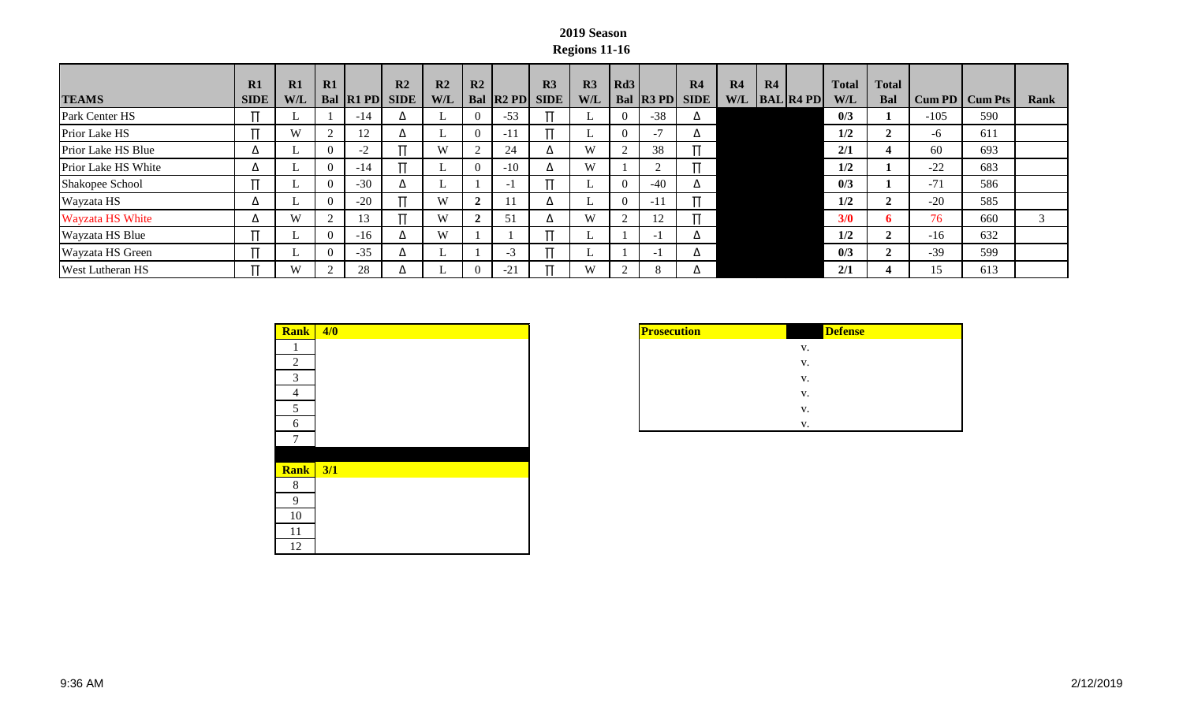**2019 Season**
**Regions 11-16**

| TEAMS | R1 SIDE | R1 W/L | R1 Bal | R1 PD | R2 SIDE | R2 W/L | R2 Bal | R2 PD | R3 SIDE | R3 W/L | Rd3 Bal | R3 PD | R4 SIDE | R4 W/L | R4 BAL | R4 PD | Total W/L | Total Bal | Cum PD | Cum Pts | Rank |
|---|---|---|---|---|---|---|---|---|---|---|---|---|---|---|---|---|---|---|---|---|---|
| Park Center HS | ∏ | L | 1 | -14 | Δ | L | 0 | -53 | ∏ | L | 0 | -38 | Δ | | | | 0/3 | 1 | -105 | 590 | |
| Prior Lake HS | ∏ | W | 2 | 12 | Δ | L | 0 | -11 | ∏ | L | 0 | -7 | Δ | | | | 1/2 | 2 | -6 | 611 | |
| Prior Lake HS Blue | Δ | L | 0 | -2 | ∏ | W | 2 | 24 | Δ | W | 2 | 38 | ∏ | | | | 2/1 | 4 | 60 | 693 | |
| Prior Lake HS White | Δ | L | 0 | -14 | ∏ | L | 0 | -10 | Δ | W | 1 | 2 | ∏ | | | | 1/2 | 1 | -22 | 683 | |
| Shakopee School | ∏ | L | 0 | -30 | Δ | L | 1 | -1 | ∏ | L | 0 | -40 | Δ | | | | 0/3 | 1 | -71 | 586 | |
| Wayzata HS | Δ | L | 0 | -20 | ∏ | W | 2 | 11 | Δ | L | 0 | -11 | ∏ | | | | 1/2 | 2 | -20 | 585 | |
| Wayzata HS White | Δ | W | 2 | 13 | ∏ | W | 2 | 51 | Δ | W | 2 | 12 | ∏ | | | | 3/0 | 6 | 76 | 660 | 3 |
| Wayzata HS Blue | ∏ | L | 0 | -16 | Δ | W | 1 | 1 | ∏ | L | 1 | -1 | Δ | | | | 1/2 | 2 | -16 | 632 | |
| Wayzata HS Green | ∏ | L | 0 | -35 | Δ | L | 1 | -3 | ∏ | L | 1 | -1 | Δ | | | | 0/3 | 2 | -39 | 599 | |
| West Lutheran HS | ∏ | W | 2 | 28 | Δ | L | 0 | -21 | ∏ | W | 2 | 8 | Δ | | | | 2/1 | 4 | 15 | 613 | |

| Rank | 4/0 |
|---|---|
| 1 | |
| 2 | |
| 3 | |
| 4 | |
| 5 | |
| 6 | |
| 7 | |
| **Rank** | **3/1** |
| 8 | |
| 9 | |
| 10 | |
| 11 | |
| 12 | |

| Prosecution | | Defense |
|---|---|---|
| | v. | |
| | v. | |
| | v. | |
| | v. | |
| | v. | |
| | v. | |